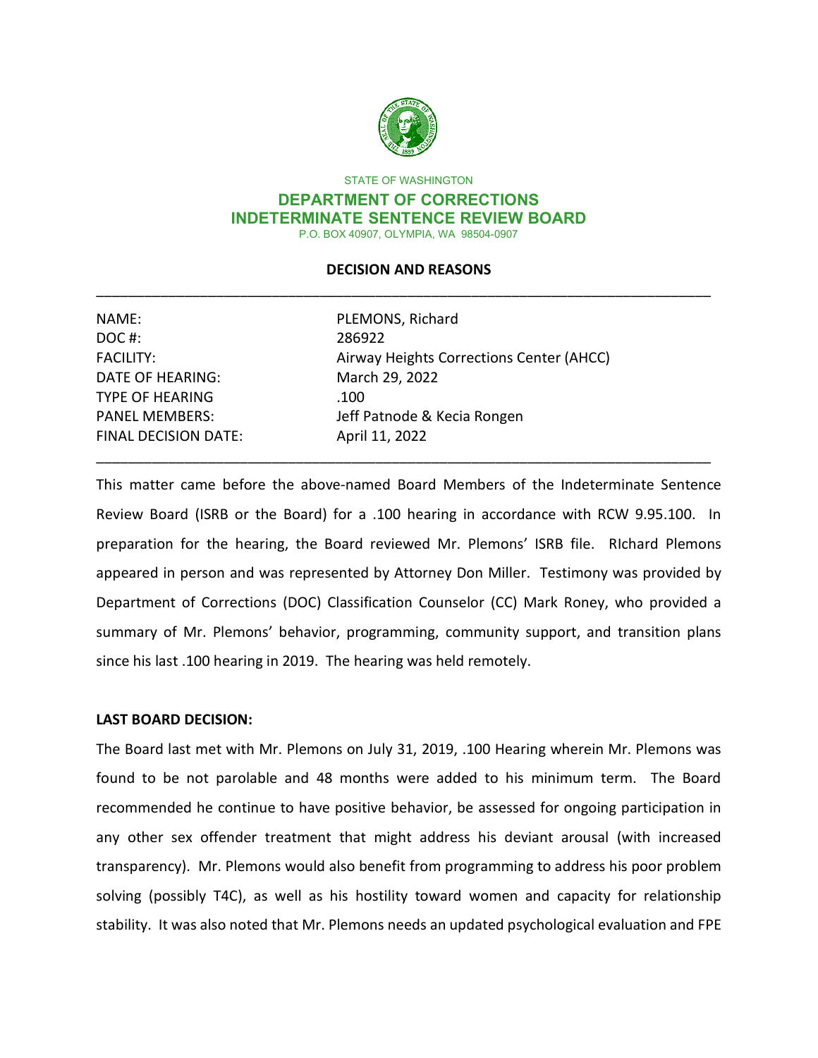STATE OF WASHINGTON

**DEPARTMENT OF CORRECTIONS**
**INDETERMINATE SENTENCE REVIEW BOARD**
P.O. BOX 40907, OLYMPIA, WA 98504-0907

## DECISION AND REASONS

| | |
|---|---|
| NAME: | PLEMONS, Richard |
| DOC #: | 286922 |
| FACILITY: | Airway Heights Corrections Center (AHCC) |
| DATE OF HEARING: | March 29, 2022 |
| TYPE OF HEARING | .100 |
| PANEL MEMBERS: | Jeff Patnode & Kecia Rongen |
| FINAL DECISION DATE: | April 11, 2022 |

This matter came before the above-named Board Members of the Indeterminate Sentence Review Board (ISRB or the Board) for a .100 hearing in accordance with RCW 9.95.100. In preparation for the hearing, the Board reviewed Mr. Plemons' ISRB file. RIchard Plemons appeared in person and was represented by Attorney Don Miller. Testimony was provided by Department of Corrections (DOC) Classification Counselor (CC) Mark Roney, who provided a summary of Mr. Plemons' behavior, programming, community support, and transition plans since his last .100 hearing in 2019. The hearing was held remotely.

**LAST BOARD DECISION:**

The Board last met with Mr. Plemons on July 31, 2019, .100 Hearing wherein Mr. Plemons was found to be not parolable and 48 months were added to his minimum term. The Board recommended he continue to have positive behavior, be assessed for ongoing participation in any other sex offender treatment that might address his deviant arousal (with increased transparency). Mr. Plemons would also benefit from programming to address his poor problem solving (possibly T4C), as well as his hostility toward women and capacity for relationship stability. It was also noted that Mr. Plemons needs an updated psychological evaluation and FPE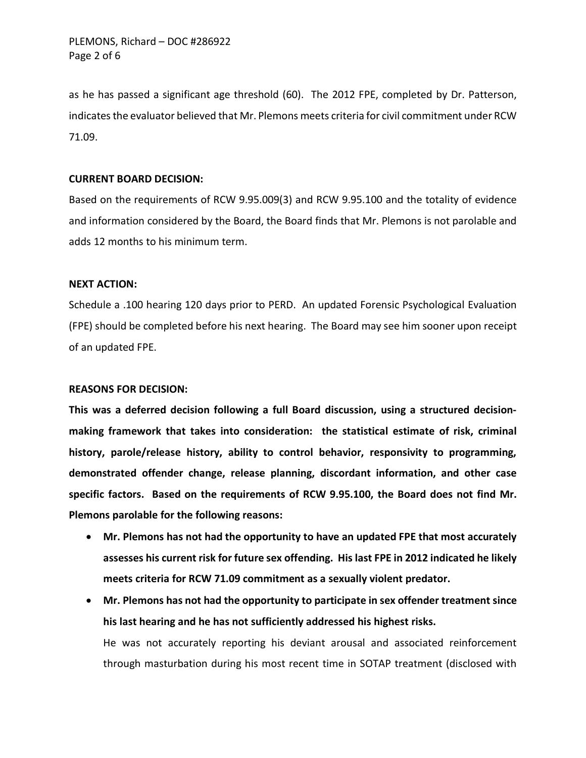as he has passed a significant age threshold (60). The 2012 FPE, completed by Dr. Patterson, indicates the evaluator believed that Mr. Plemons meets criteria for civil commitment under RCW 71.09.

**CURRENT BOARD DECISION:**

Based on the requirements of RCW 9.95.009(3) and RCW 9.95.100 and the totality of evidence and information considered by the Board, the Board finds that Mr. Plemons is not parolable and adds 12 months to his minimum term.

**NEXT ACTION:**

Schedule a .100 hearing 120 days prior to PERD. An updated Forensic Psychological Evaluation (FPE) should be completed before his next hearing. The Board may see him sooner upon receipt of an updated FPE.

**REASONS FOR DECISION:**

**This was a deferred decision following a full Board discussion, using a structured decision-making framework that takes into consideration: the statistical estimate of risk, criminal history, parole/release history, ability to control behavior, responsivity to programming, demonstrated offender change, release planning, discordant information, and other case specific factors. Based on the requirements of RCW 9.95.100, the Board does not find Mr. Plemons parolable for the following reasons:**

- **Mr. Plemons has not had the opportunity to have an updated FPE that most accurately assesses his current risk for future sex offending. His last FPE in 2012 indicated he likely meets criteria for RCW 71.09 commitment as a sexually violent predator.**
- **Mr. Plemons has not had the opportunity to participate in sex offender treatment since his last hearing and he has not sufficiently addressed his highest risks.**

  He was not accurately reporting his deviant arousal and associated reinforcement through masturbation during his most recent time in SOTAP treatment (disclosed with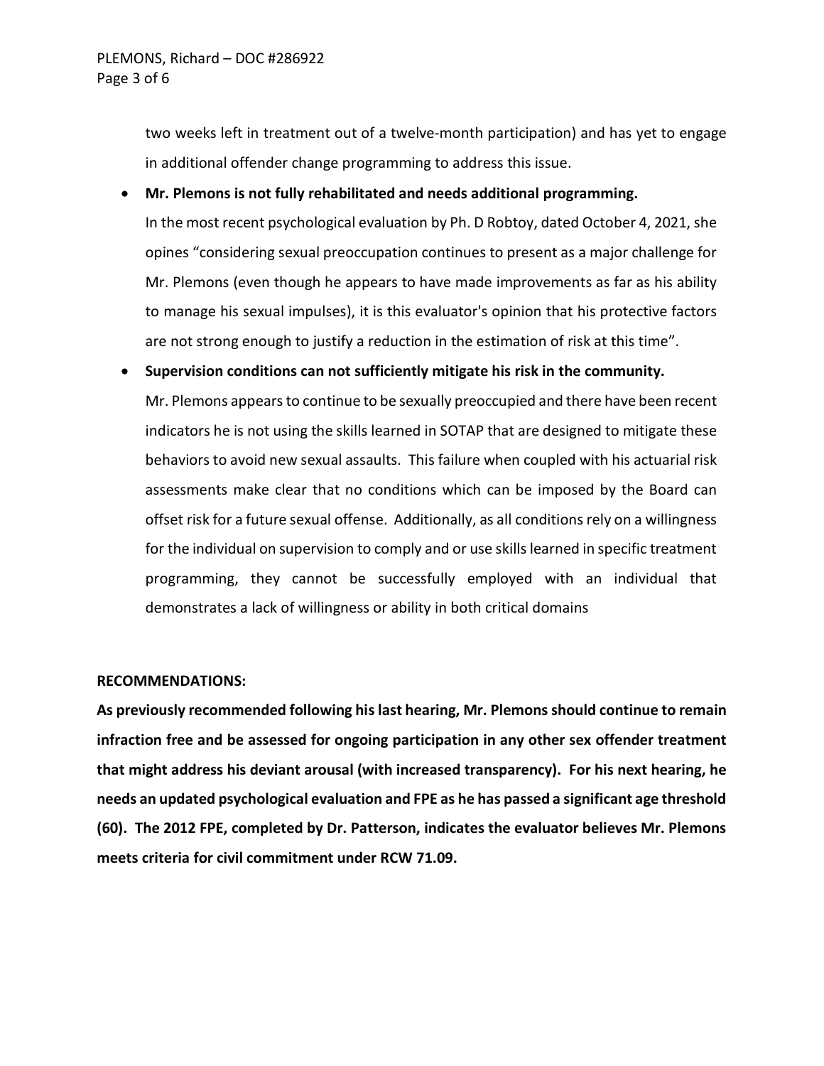two weeks left in treatment out of a twelve-month participation) and has yet to engage in additional offender change programming to address this issue.

- **Mr. Plemons is not fully rehabilitated and needs additional programming.**
  In the most recent psychological evaluation by Ph. D Robtoy, dated October 4, 2021, she opines "considering sexual preoccupation continues to present as a major challenge for Mr. Plemons (even though he appears to have made improvements as far as his ability to manage his sexual impulses), it is this evaluator's opinion that his protective factors are not strong enough to justify a reduction in the estimation of risk at this time".

- **Supervision conditions can not sufficiently mitigate his risk in the community.**
  Mr. Plemons appears to continue to be sexually preoccupied and there have been recent indicators he is not using the skills learned in SOTAP that are designed to mitigate these behaviors to avoid new sexual assaults. This failure when coupled with his actuarial risk assessments make clear that no conditions which can be imposed by the Board can offset risk for a future sexual offense. Additionally, as all conditions rely on a willingness for the individual on supervision to comply and or use skills learned in specific treatment programming, they cannot be successfully employed with an individual that demonstrates a lack of willingness or ability in both critical domains

**RECOMMENDATIONS:**

**As previously recommended following his last hearing, Mr. Plemons should continue to remain infraction free and be assessed for ongoing participation in any other sex offender treatment that might address his deviant arousal (with increased transparency). For his next hearing, he needs an updated psychological evaluation and FPE as he has passed a significant age threshold (60). The 2012 FPE, completed by Dr. Patterson, indicates the evaluator believes Mr. Plemons meets criteria for civil commitment under RCW 71.09.**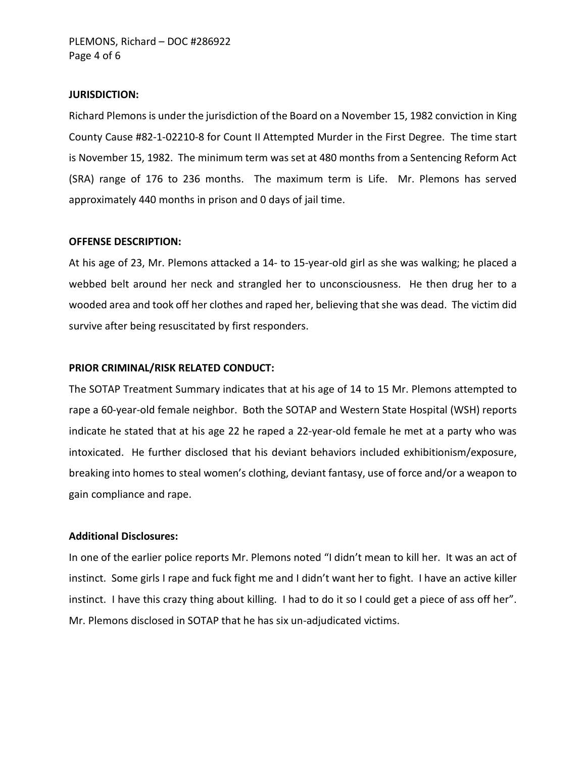**JURISDICTION:**

Richard Plemons is under the jurisdiction of the Board on a November 15, 1982 conviction in King County Cause #82-1-02210-8 for Count II Attempted Murder in the First Degree. The time start is November 15, 1982. The minimum term was set at 480 months from a Sentencing Reform Act (SRA) range of 176 to 236 months. The maximum term is Life. Mr. Plemons has served approximately 440 months in prison and 0 days of jail time.

**OFFENSE DESCRIPTION:**

At his age of 23, Mr. Plemons attacked a 14- to 15-year-old girl as she was walking; he placed a webbed belt around her neck and strangled her to unconsciousness. He then drug her to a wooded area and took off her clothes and raped her, believing that she was dead. The victim did survive after being resuscitated by first responders.

**PRIOR CRIMINAL/RISK RELATED CONDUCT:**

The SOTAP Treatment Summary indicates that at his age of 14 to 15 Mr. Plemons attempted to rape a 60-year-old female neighbor. Both the SOTAP and Western State Hospital (WSH) reports indicate he stated that at his age 22 he raped a 22-year-old female he met at a party who was intoxicated. He further disclosed that his deviant behaviors included exhibitionism/exposure, breaking into homes to steal women's clothing, deviant fantasy, use of force and/or a weapon to gain compliance and rape.

**Additional Disclosures:**

In one of the earlier police reports Mr. Plemons noted "I didn't mean to kill her. It was an act of instinct. Some girls I rape and fuck fight me and I didn't want her to fight. I have an active killer instinct. I have this crazy thing about killing. I had to do it so I could get a piece of ass off her". Mr. Plemons disclosed in SOTAP that he has six un-adjudicated victims.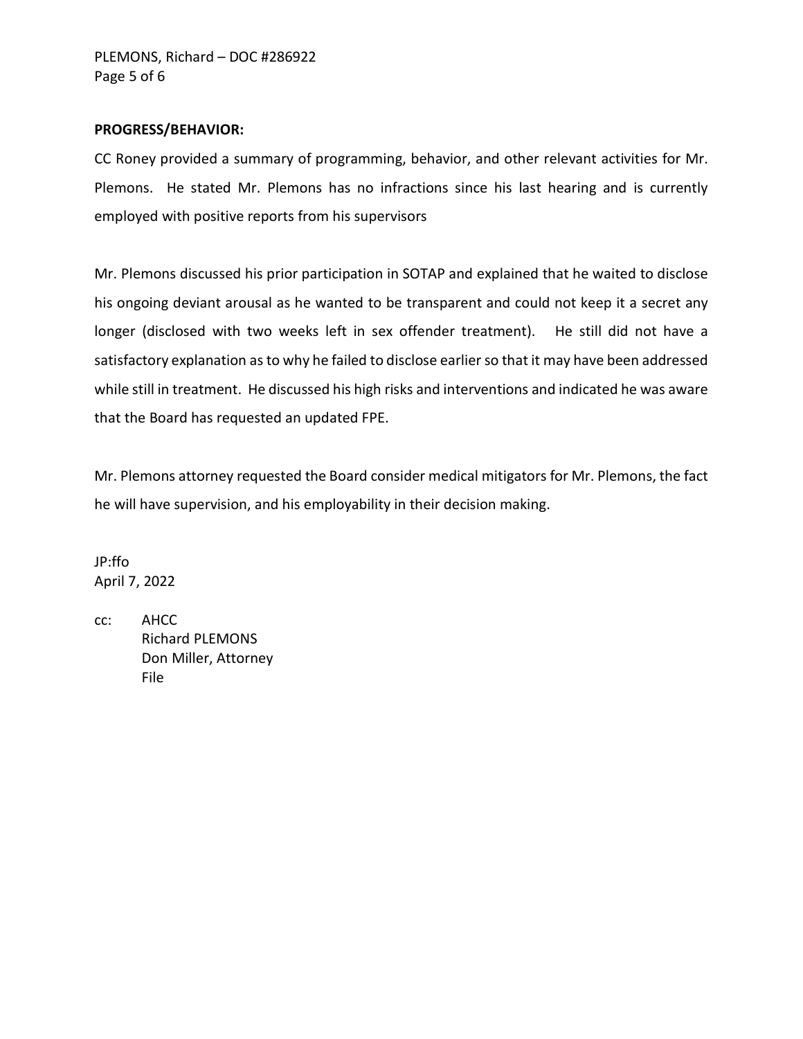**PROGRESS/BEHAVIOR:**

CC Roney provided a summary of programming, behavior, and other relevant activities for Mr. Plemons. He stated Mr. Plemons has no infractions since his last hearing and is currently employed with positive reports from his supervisors

Mr. Plemons discussed his prior participation in SOTAP and explained that he waited to disclose his ongoing deviant arousal as he wanted to be transparent and could not keep it a secret any longer (disclosed with two weeks left in sex offender treatment). He still did not have a satisfactory explanation as to why he failed to disclose earlier so that it may have been addressed while still in treatment. He discussed his high risks and interventions and indicated he was aware that the Board has requested an updated FPE.

Mr. Plemons attorney requested the Board consider medical mitigators for Mr. Plemons, the fact he will have supervision, and his employability in their decision making.

JP:ffo
April 7, 2022

cc: AHCC
Richard PLEMONS
Don Miller, Attorney
File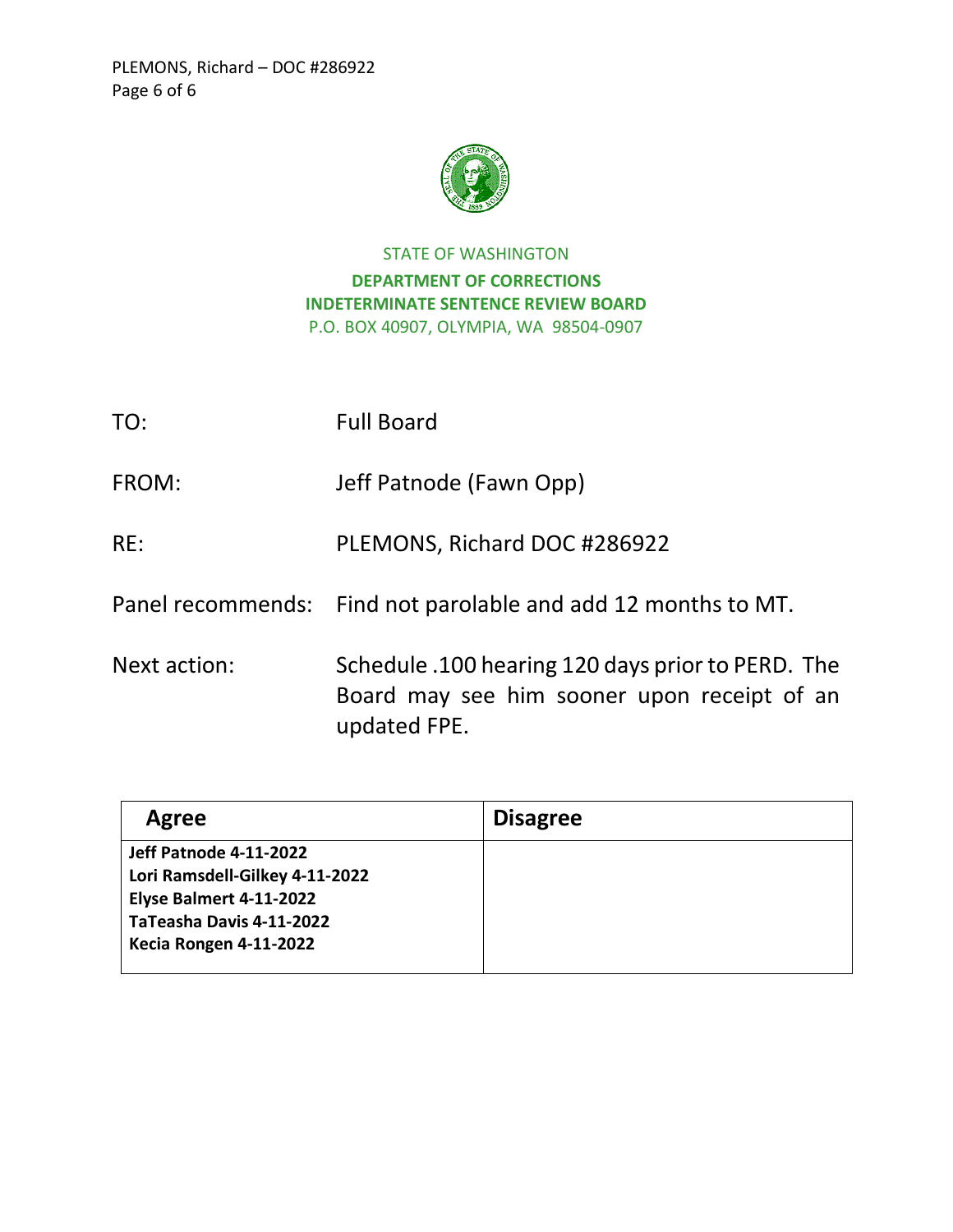STATE OF WASHINGTON

**DEPARTMENT OF CORRECTIONS**

**INDETERMINATE SENTENCE REVIEW BOARD**

P.O. BOX 40907, OLYMPIA, WA 98504-0907

TO: Full Board

FROM: Jeff Patnode (Fawn Opp)

RE: PLEMONS, Richard DOC #286922

Panel recommends: Find not parolable and add 12 months to MT.

Next action: Schedule .100 hearing 120 days prior to PERD. The Board may see him sooner upon receipt of an updated FPE.

| **Agree** | **Disagree** |
|---|---|
| **Jeff Patnode 4-11-2022**<br>**Lori Ramsdell-Gilkey 4-11-2022**<br>**Elyse Balmert 4-11-2022**<br>**TaTeasha Davis 4-11-2022**<br>**Kecia Rongen 4-11-2022** | |